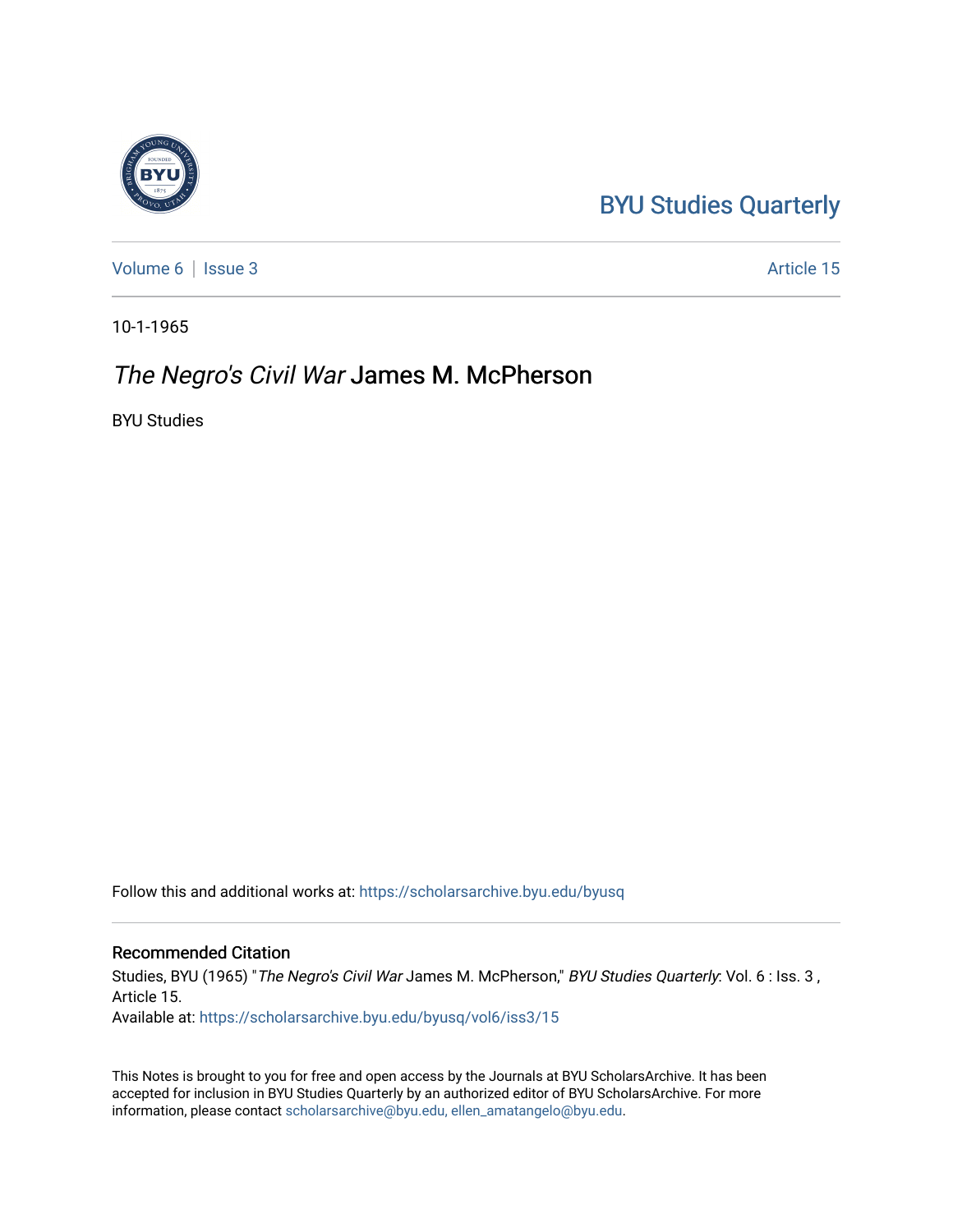BYU Studies Quarterly

Volume 6 | Issue 3 Article 15

10-1-1965

# *The Negro's Civil War* James M. McPherson

BYU Studies

Follow this and additional works at: https://scholarsarchive.byu.edu/byusq

## Recommended Citation

Studies, BYU (1965) "*The Negro's Civil War* James M. McPherson," *BYU Studies Quarterly*: Vol. 6 : Iss. 3 , Article 15.

Available at: https://scholarsarchive.byu.edu/byusq/vol6/iss3/15

This Notes is brought to you for free and open access by the Journals at BYU ScholarsArchive. It has been accepted for inclusion in BYU Studies Quarterly by an authorized editor of BYU ScholarsArchive. For more information, please contact scholarsarchive@byu.edu, ellen_amatangelo@byu.edu.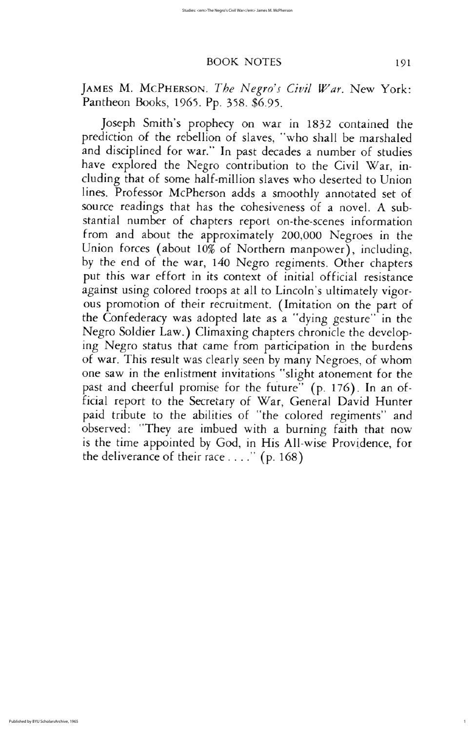# BOOK NOTES

JAMES M. MCPHERSON. *The Negro's Civil War*. New York: Pantheon Books, 1965. Pp. 358. $6.95.

Joseph Smith's prophecy on war in 1832 contained the prediction of the rebellion of slaves, "who shall be marshaled and disciplined for war." In past decades a number of studies have explored the Negro contribution to the Civil War, including that of some half-million slaves who deserted to Union lines. Professor McPherson adds a smoothly annotated set of source readings that has the cohesiveness of a novel. A substantial number of chapters report on-the-scenes information from and about the approximately 200,000 Negroes in the Union forces (about 10% of Northern manpower), including, by the end of the war, 140 Negro regiments. Other chapters put this war effort in its context of initial official resistance against using colored troops at all to Lincoln's ultimately vigorous promotion of their recruitment. (Imitation on the part of the Confederacy was adopted late as a "dying gesture" in the Negro Soldier Law.) Climaxing chapters chronicle the developing Negro status that came from participation in the burdens of war. This result was clearly seen by many Negroes, of whom one saw in the enlistment invitations "slight atonement for the past and cheerful promise for the future" (p. 176). In an official report to the Secretary of War, General David Hunter paid tribute to the abilities of "the colored regiments" and observed: "They are imbued with a burning faith that now is the time appointed by God, in His All-wise Providence, for the deliverance of their race . . . ." (p. 168)